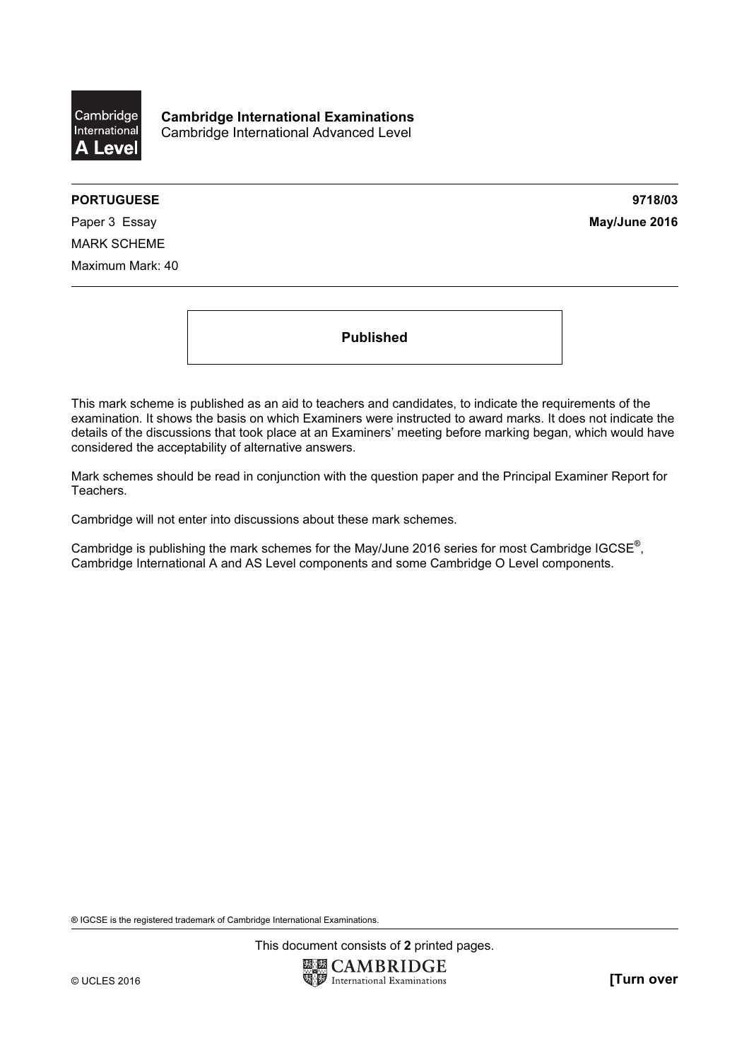**Cambridge International Examinations**
Cambridge International Advanced Level

**PORTUGUESE** **9718/03**

Paper 3 Essay **May/June 2016**

MARK SCHEME

Maximum Mark: 40

**Published**

This mark scheme is published as an aid to teachers and candidates, to indicate the requirements of the examination. It shows the basis on which Examiners were instructed to award marks. It does not indicate the details of the discussions that took place at an Examiners' meeting before marking began, which would have considered the acceptability of alternative answers.

Mark schemes should be read in conjunction with the question paper and the Principal Examiner Report for Teachers.

Cambridge will not enter into discussions about these mark schemes.

Cambridge is publishing the mark schemes for the May/June 2016 series for most Cambridge IGCSE®, Cambridge International A and AS Level components and some Cambridge O Level components.

® IGCSE is the registered trademark of Cambridge International Examinations.

This document consists of **2** printed pages.

© UCLES 2016 **[Turn over**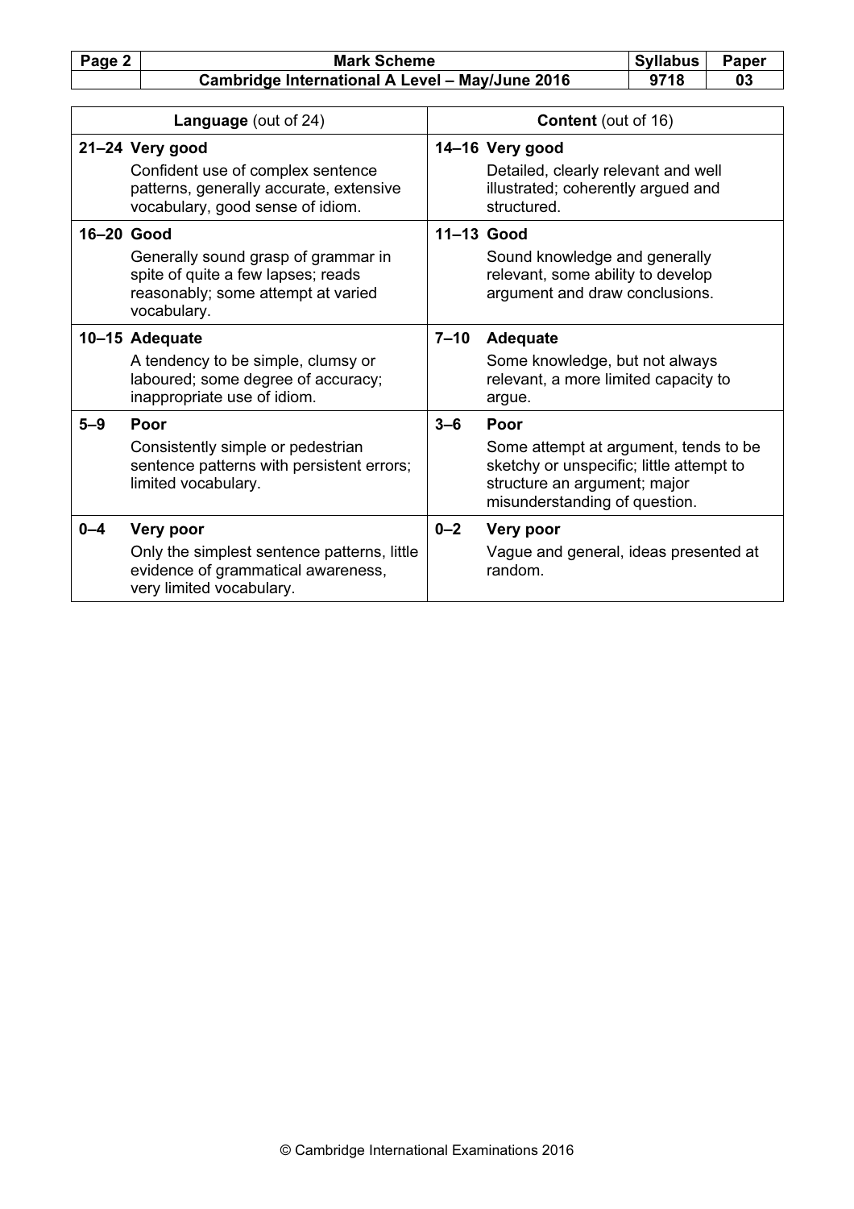| Language (out of 24) | | Content (out of 16) | |
|---|---|---|---|
| **21–24** | **Very good**<br>Confident use of complex sentence patterns, generally accurate, extensive vocabulary, good sense of idiom. | **14–16** | **Very good**<br>Detailed, clearly relevant and well illustrated; coherently argued and structured. |
| **16–20** | **Good**<br>Generally sound grasp of grammar in spite of quite a few lapses; reads reasonably; some attempt at varied vocabulary. | **11–13** | **Good**<br>Sound knowledge and generally relevant, some ability to develop argument and draw conclusions. |
| **10–15** | **Adequate**<br>A tendency to be simple, clumsy or laboured; some degree of accuracy; inappropriate use of idiom. | **7–10** | **Adequate**<br>Some knowledge, but not always relevant, a more limited capacity to argue. |
| **5–9** | **Poor**<br>Consistently simple or pedestrian sentence patterns with persistent errors; limited vocabulary. | **3–6** | **Poor**<br>Some attempt at argument, tends to be sketchy or unspecific; little attempt to structure an argument; major misunderstanding of question. |
| **0–4** | **Very poor**<br>Only the simplest sentence patterns, little evidence of grammatical awareness, very limited vocabulary. | **0–2** | **Very poor**<br>Vague and general, ideas presented at random. |